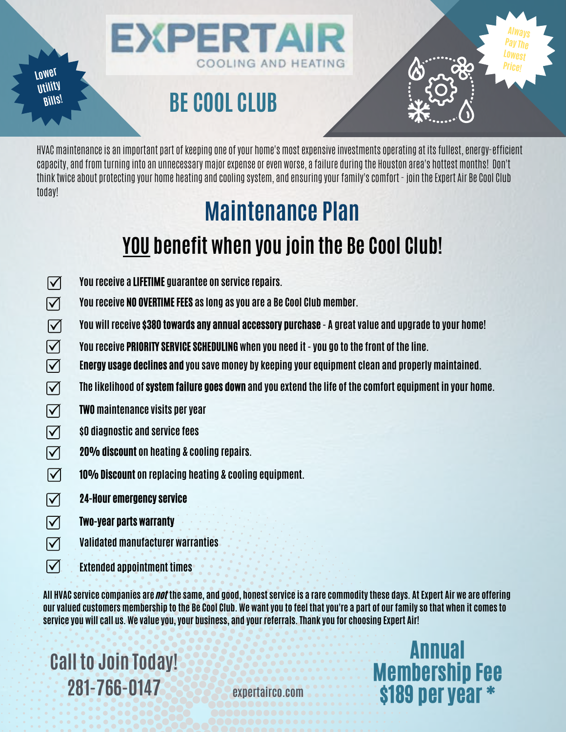# EXPERTAIR

COOLING AND HEATING

Lower Utility Bills!

Always Pay The Lowest Price!

## BE COOL CLUB

HVAC maintenance is an important part of keeping one of your home's most expensive investments operating at its fullest, energy-efficient capacity, and from turning into an unnecessary major expense or even worse, a failure during the Houston area's hottest months! Don't think twice about protecting your home heating and cooling system, and ensuring your family's comfort - join the Expert Air Be Cool Club today!

## Maintenance Plan

### YOU benefit when you join the Be Cool Club!

- ☑ You receive a **LIFETIME** guarantee on service repairs.
- ☑ You receive **NO OVERTIME FEES** as long as you are a Be Cool Club member.
- ☑ You will receive **$380 towards any annual accessory purchase** - A great value and upgrade to your home!
- ☑ You receive **PRIORITY SERVICE SCHEDULING** when you need it - you go to the front of the line.
- ☑ **Energy usage declines and** you save money by keeping your equipment clean and properly maintained.
- ☑ The likelihood of **system failure goes down** and you extend the life of the comfort equipment in your home.
- ☑ **TWO** maintenance visits per year
- ☑ $0 diagnostic and service fees
- ☑ **20% discount** on heating & cooling repairs.
- ☑ **10% Discount** on replacing heating & cooling equipment.
- ☑ **24-Hour emergency service**
- ☑ **Two-year parts warranty**
- ☑ Validated manufacturer warranties
- ☑ Extended appointment times

All HVAC service companies are ***not*** the same, and good, honest service is a rare commodity these days. At Expert Air we are offering our valued customers membership to the Be Cool Club. We want you to feel that you're a part of our family so that when it comes to service you will call us. We value you, your business, and your referrals. Thank you for choosing Expert Air!

Call to Join Today!
281-766-0147

expertairco.com

**Annual Membership Fee $189 per year ***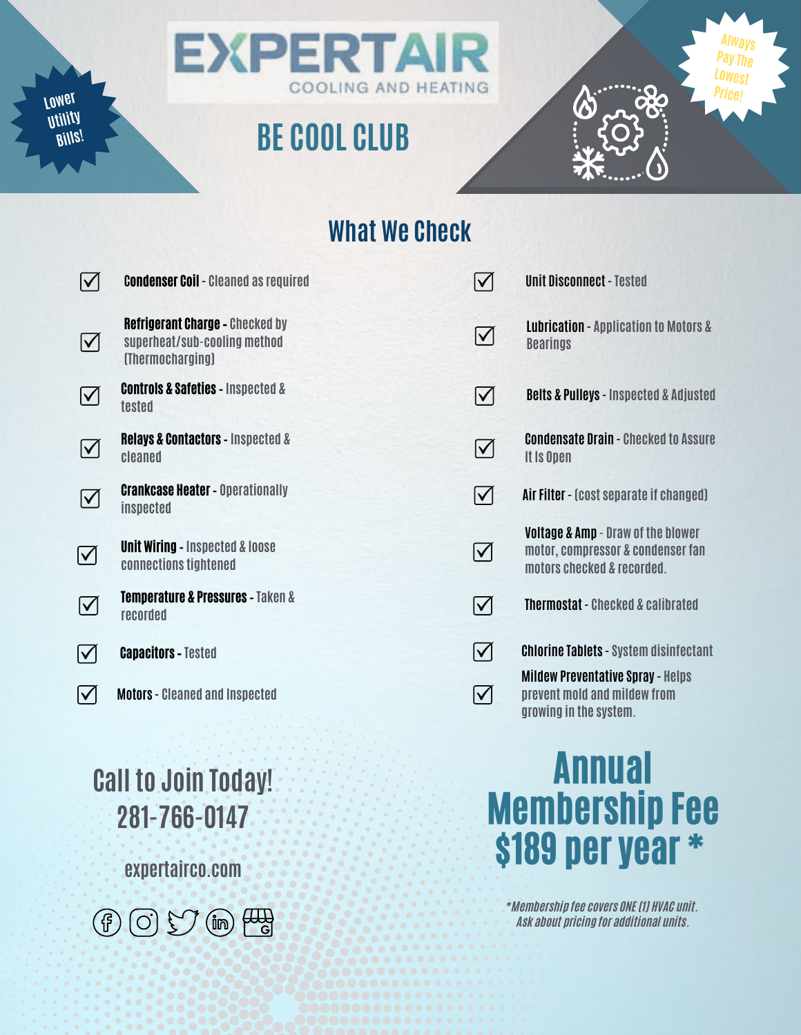Lower Utility Bills!

EXPERTAIR COOLING AND HEATING

# BE COOL CLUB

Always Pay The Lowest Price!

## What We Check

- **Condenser Coil** - Cleaned as required
- **Refrigerant Charge** - Checked by superheat/sub-cooling method (Thermocharging)
- **Controls & Safeties** - Inspected & tested
- **Relays & Contactors** - Inspected & cleaned
- **Crankcase Heater** - Operationally inspected
- **Unit Wiring** - Inspected & loose connections tightened
- **Temperature & Pressures** - Taken & recorded
- **Capacitors** - Tested
- **Motors** - Cleaned and Inspected
- **Unit Disconnect** - Tested
- **Lubrication** - Application to Motors & Bearings
- **Belts & Pulleys** - Inspected & Adjusted
- **Condensate Drain** - Checked to Assure It Is Open
- **Air Filter** - (cost separate if changed)
- **Voltage & Amp** - Draw of the blower motor, compressor & condenser fan motors checked & recorded.
- **Thermostat** - Checked & calibrated
- **Chlorine Tablets** - System disinfectant
- **Mildew Preventative Spray** - Helps prevent mold and mildew from growing in the system.

Call to Join Today!
281-766-0147

expertairco.com

# Annual Membership Fee $189 per year *

*\*Membership fee covers ONE (1) HVAC unit. Ask about pricing for additional units.*